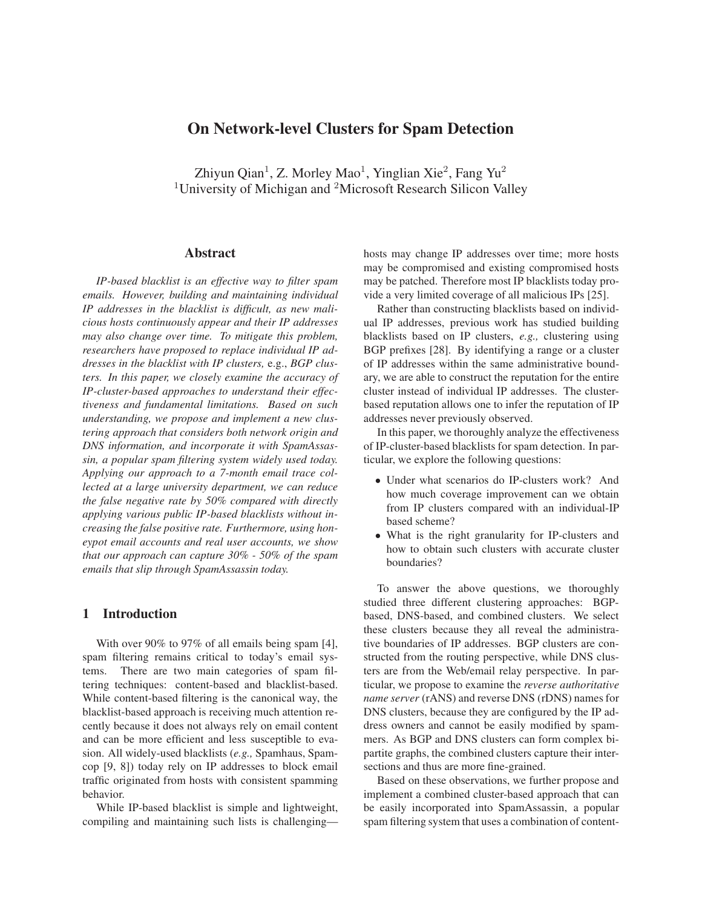# On Network-level Clusters for Spam Detection

Zhiyun Qian[1], Z. Morley Mao[1], Yinglian Xie[2], Fang Yu[2]
[1]University of Michigan and [2]Microsoft Research Silicon Valley

## Abstract

*IP-based blacklist is an effective way to filter spam emails. However, building and maintaining individual IP addresses in the blacklist is difficult, as new malicious hosts continuously appear and their IP addresses may also change over time. To mitigate this problem, researchers have proposed to replace individual IP addresses in the blacklist with IP clusters,* e.g., *BGP clusters. In this paper, we closely examine the accuracy of IP-cluster-based approaches to understand their effectiveness and fundamental limitations. Based on such understanding, we propose and implement a new clustering approach that considers both network origin and DNS information, and incorporate it with SpamAssassin, a popular spam filtering system widely used today. Applying our approach to a 7-month email trace collected at a large university department, we can reduce the false negative rate by 50% compared with directly applying various public IP-based blacklists without increasing the false positive rate. Furthermore, using honeypot email accounts and real user accounts, we show that our approach can capture 30% - 50% of the spam emails that slip through SpamAssassin today.*

## 1 Introduction

With over 90% to 97% of all emails being spam [4], spam filtering remains critical to today's email systems. There are two main categories of spam filtering techniques: content-based and blacklist-based. While content-based filtering is the canonical way, the blacklist-based approach is receiving much attention recently because it does not always rely on email content and can be more efficient and less susceptible to evasion. All widely-used blacklists (*e.g.,* Spamhaus, Spamcop [9, 8]) today rely on IP addresses to block email traffic originated from hosts with consistent spamming behavior.

While IP-based blacklist is simple and lightweight, compiling and maintaining such lists is challenging—hosts may change IP addresses over time; more hosts may be compromised and existing compromised hosts may be patched. Therefore most IP blacklists today provide a very limited coverage of all malicious IPs [25].

Rather than constructing blacklists based on individual IP addresses, previous work has studied building blacklists based on IP clusters, *e.g.,* clustering using BGP prefixes [28]. By identifying a range or a cluster of IP addresses within the same administrative boundary, we are able to construct the reputation for the entire cluster instead of individual IP addresses. The cluster-based reputation allows one to infer the reputation of IP addresses never previously observed.

In this paper, we thoroughly analyze the effectiveness of IP-cluster-based blacklists for spam detection. In particular, we explore the following questions:

- Under what scenarios do IP-clusters work? And how much coverage improvement can we obtain from IP clusters compared with an individual-IP based scheme?
- What is the right granularity for IP-clusters and how to obtain such clusters with accurate cluster boundaries?

To answer the above questions, we thoroughly studied three different clustering approaches: BGP-based, DNS-based, and combined clusters. We select these clusters because they all reveal the administrative boundaries of IP addresses. BGP clusters are constructed from the routing perspective, while DNS clusters are from the Web/email relay perspective. In particular, we propose to examine the *reverse authoritative name server* (rANS) and reverse DNS (rDNS) names for DNS clusters, because they are configured by the IP address owners and cannot be easily modified by spammers. As BGP and DNS clusters can form complex bipartite graphs, the combined clusters capture their intersections and thus are more fine-grained.

Based on these observations, we further propose and implement a combined cluster-based approach that can be easily incorporated into SpamAssassin, a popular spam filtering system that uses a combination of content-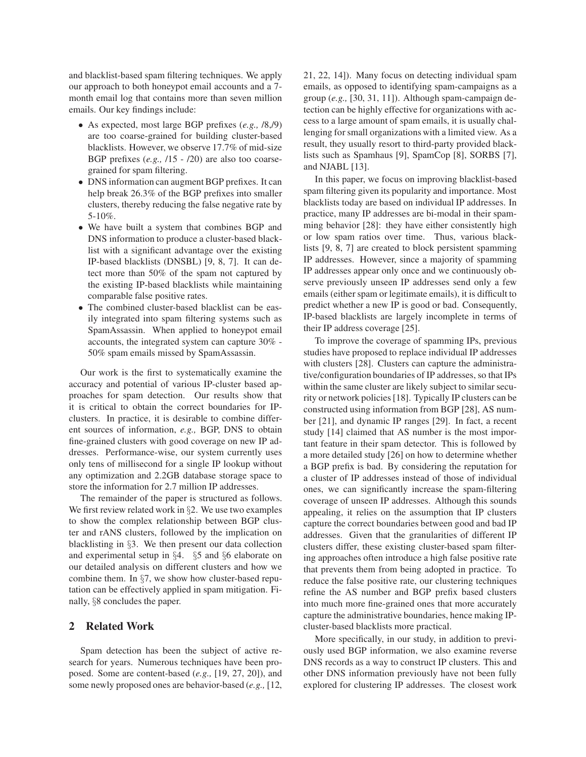and blacklist-based spam filtering techniques. We apply our approach to both honeypot email accounts and a 7-month email log that contains more than seven million emails. Our key findings include:

- As expected, most large BGP prefixes (*e.g.,* /8,/9) are too coarse-grained for building cluster-based blacklists. However, we observe 17.7% of mid-size BGP prefixes (*e.g.,* /15 - /20) are also too coarse-grained for spam filtering.
- DNS information can augment BGP prefixes. It can help break 26.3% of the BGP prefixes into smaller clusters, thereby reducing the false negative rate by 5-10%.
- We have built a system that combines BGP and DNS information to produce a cluster-based blacklist with a significant advantage over the existing IP-based blacklists (DNSBL) [9, 8, 7]. It can detect more than 50% of the spam not captured by the existing IP-based blacklists while maintaining comparable false positive rates.
- The combined cluster-based blacklist can be easily integrated into spam filtering systems such as SpamAssassin. When applied to honeypot email accounts, the integrated system can capture 30% - 50% spam emails missed by SpamAssassin.

Our work is the first to systematically examine the accuracy and potential of various IP-cluster based approaches for spam detection. Our results show that it is critical to obtain the correct boundaries for IP-clusters. In practice, it is desirable to combine different sources of information, *e.g.,* BGP, DNS to obtain fine-grained clusters with good coverage on new IP addresses. Performance-wise, our system currently uses only tens of millisecond for a single IP lookup without any optimization and 2.2GB database storage space to store the information for 2.7 million IP addresses.

The remainder of the paper is structured as follows. We first review related work in §2. We use two examples to show the complex relationship between BGP cluster and rANS clusters, followed by the implication on blacklisting in §3. We then present our data collection and experimental setup in §4. §5 and §6 elaborate on our detailed analysis on different clusters and how we combine them. In §7, we show how cluster-based reputation can be effectively applied in spam mitigation. Finally, §8 concludes the paper.

## 2 Related Work

Spam detection has been the subject of active research for years. Numerous techniques have been proposed. Some are content-based (*e.g.,* [19, 27, 20]), and some newly proposed ones are behavior-based (*e.g.,* [12, 21, 22, 14]). Many focus on detecting individual spam emails, as opposed to identifying spam-campaigns as a group (*e.g.,* [30, 31, 11]). Although spam-campaign detection can be highly effective for organizations with access to a large amount of spam emails, it is usually challenging for small organizations with a limited view. As a result, they usually resort to third-party provided blacklists such as Spamhaus [9], SpamCop [8], SORBS [7], and NJABL [13].

In this paper, we focus on improving blacklist-based spam filtering given its popularity and importance. Most blacklists today are based on individual IP addresses. In practice, many IP addresses are bi-modal in their spamming behavior [28]: they have either consistently high or low spam ratios over time. Thus, various blacklists [9, 8, 7] are created to block persistent spamming IP addresses. However, since a majority of spamming IP addresses appear only once and we continuously observe previously unseen IP addresses send only a few emails (either spam or legitimate emails), it is difficult to predict whether a new IP is good or bad. Consequently, IP-based blacklists are largely incomplete in terms of their IP address coverage [25].

To improve the coverage of spamming IPs, previous studies have proposed to replace individual IP addresses with clusters [28]. Clusters can capture the administrative/configuration boundaries of IP addresses, so that IPs within the same cluster are likely subject to similar security or network policies [18]. Typically IP clusters can be constructed using information from BGP [28], AS number [21], and dynamic IP ranges [29]. In fact, a recent study [14] claimed that AS number is the most important feature in their spam detector. This is followed by a more detailed study [26] on how to determine whether a BGP prefix is bad. By considering the reputation for a cluster of IP addresses instead of those of individual ones, we can significantly increase the spam-filtering coverage of unseen IP addresses. Although this sounds appealing, it relies on the assumption that IP clusters capture the correct boundaries between good and bad IP addresses. Given that the granularities of different IP clusters differ, these existing cluster-based spam filtering approaches often introduce a high false positive rate that prevents them from being adopted in practice. To reduce the false positive rate, our clustering techniques refine the AS number and BGP prefix based clusters into much more fine-grained ones that more accurately capture the administrative boundaries, hence making IP-cluster-based blacklists more practical.

More specifically, in our study, in addition to previously used BGP information, we also examine reverse DNS records as a way to construct IP clusters. This and other DNS information previously have not been fully explored for clustering IP addresses. The closest work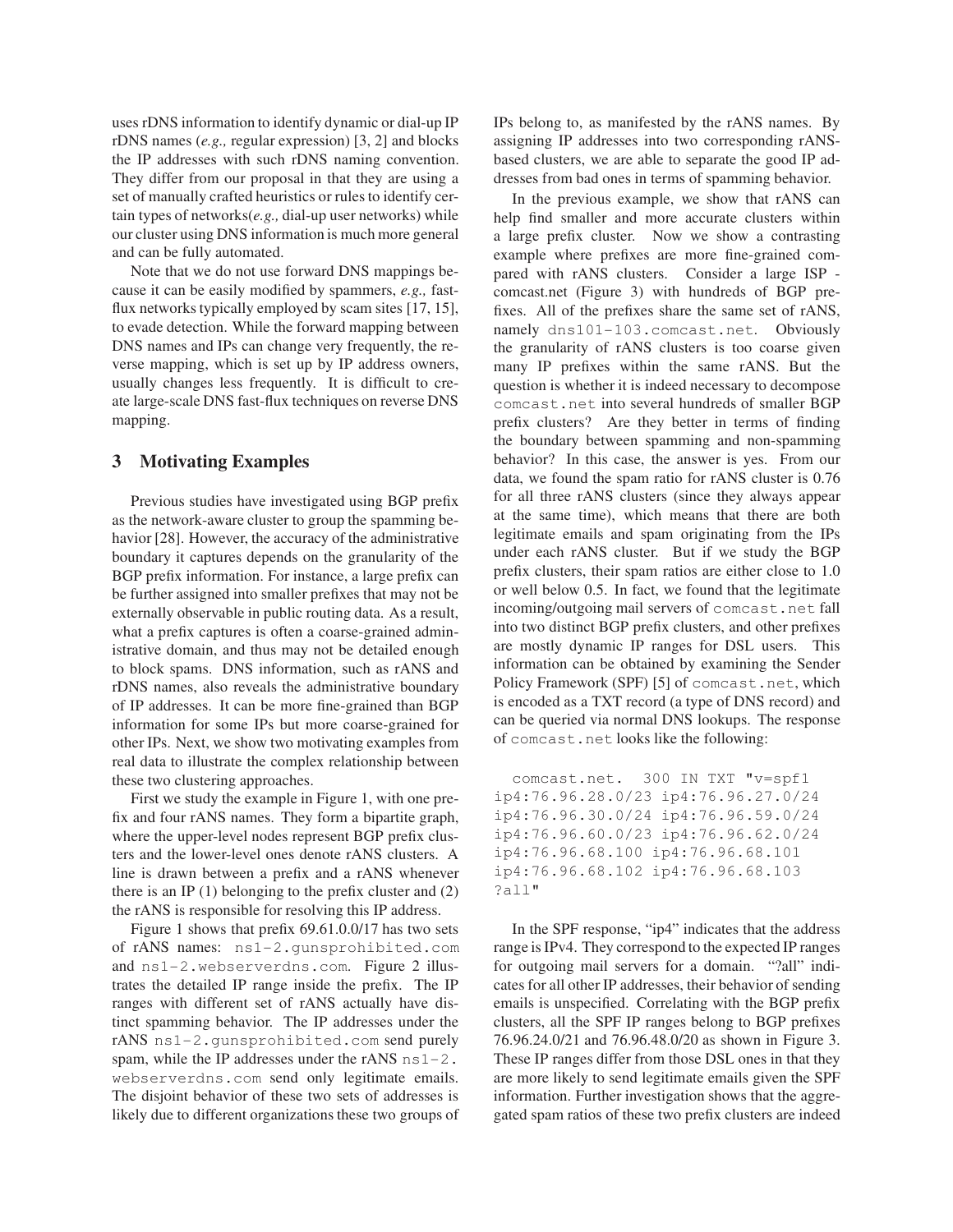uses rDNS information to identify dynamic or dial-up IP rDNS names (*e.g.,* regular expression) [3, 2] and blocks the IP addresses with such rDNS naming convention. They differ from our proposal in that they are using a set of manually crafted heuristics or rules to identify certain types of networks(*e.g.,* dial-up user networks) while our cluster using DNS information is much more general and can be fully automated.

Note that we do not use forward DNS mappings because it can be easily modified by spammers, *e.g.,* fast-flux networks typically employed by scam sites [17, 15], to evade detection. While the forward mapping between DNS names and IPs can change very frequently, the reverse mapping, which is set up by IP address owners, usually changes less frequently. It is difficult to create large-scale DNS fast-flux techniques on reverse DNS mapping.

## 3 Motivating Examples

Previous studies have investigated using BGP prefix as the network-aware cluster to group the spamming behavior [28]. However, the accuracy of the administrative boundary it captures depends on the granularity of the BGP prefix information. For instance, a large prefix can be further assigned into smaller prefixes that may not be externally observable in public routing data. As a result, what a prefix captures is often a coarse-grained administrative domain, and thus may not be detailed enough to block spams. DNS information, such as rANS and rDNS names, also reveals the administrative boundary of IP addresses. It can be more fine-grained than BGP information for some IPs but more coarse-grained for other IPs. Next, we show two motivating examples from real data to illustrate the complex relationship between these two clustering approaches.

First we study the example in Figure 1, with one prefix and four rANS names. They form a bipartite graph, where the upper-level nodes represent BGP prefix clusters and the lower-level ones denote rANS clusters. A line is drawn between a prefix and a rANS whenever there is an IP (1) belonging to the prefix cluster and (2) the rANS is responsible for resolving this IP address.

Figure 1 shows that prefix 69.61.0.0/17 has two sets of rANS names: `ns1-2.gunsprohibited.com` and `ns1-2.webserverdns.com`. Figure 2 illustrates the detailed IP range inside the prefix. The IP ranges with different set of rANS actually have distinct spamming behavior. The IP addresses under the rANS `ns1-2.gunsprohibited.com` send purely spam, while the IP addresses under the rANS `ns1-2.webserverdns.com` send only legitimate emails. The disjoint behavior of these two sets of addresses is likely due to different organizations these two groups of IPs belong to, as manifested by the rANS names. By assigning IP addresses into two corresponding rANS-based clusters, we are able to separate the good IP addresses from bad ones in terms of spamming behavior.

In the previous example, we show that rANS can help find smaller and more accurate clusters within a large prefix cluster. Now we show a contrasting example where prefixes are more fine-grained compared with rANS clusters. Consider a large ISP - comcast.net (Figure 3) with hundreds of BGP prefixes. All of the prefixes share the same set of rANS, namely `dns101-103.comcast.net`. Obviously the granularity of rANS clusters is too coarse given many IP prefixes within the same rANS. But the question is whether it is indeed necessary to decompose `comcast.net` into several hundreds of smaller BGP prefix clusters? Are they better in terms of finding the boundary between spamming and non-spamming behavior? In this case, the answer is yes. From our data, we found the spam ratio for rANS cluster is 0.76 for all three rANS clusters (since they always appear at the same time), which means that there are both legitimate emails and spam originating from the IPs under each rANS cluster. But if we study the BGP prefix clusters, their spam ratios are either close to 1.0 or well below 0.5. In fact, we found that the legitimate incoming/outgoing mail servers of `comcast.net` fall into two distinct BGP prefix clusters, and other prefixes are mostly dynamic IP ranges for DSL users. This information can be obtained by examining the Sender Policy Framework (SPF) [5] of `comcast.net`, which is encoded as a TXT record (a type of DNS record) and can be queried via normal DNS lookups. The response of `comcast.net` looks like the following:

```
comcast.net.  300 IN TXT "v=spf1
ip4:76.96.28.0/23 ip4:76.96.27.0/24
ip4:76.96.30.0/24 ip4:76.96.59.0/24
ip4:76.96.60.0/23 ip4:76.96.62.0/24
ip4:76.96.68.100 ip4:76.96.68.101
ip4:76.96.68.102 ip4:76.96.68.103
?all"
```

In the SPF response, "ip4" indicates that the address range is IPv4. They correspond to the expected IP ranges for outgoing mail servers for a domain. "?all" indicates for all other IP addresses, their behavior of sending emails is unspecified. Correlating with the BGP prefix clusters, all the SPF IP ranges belong to BGP prefixes 76.96.24.0/21 and 76.96.48.0/20 as shown in Figure 3. These IP ranges differ from those DSL ones in that they are more likely to send legitimate emails given the SPF information. Further investigation shows that the aggregated spam ratios of these two prefix clusters are indeed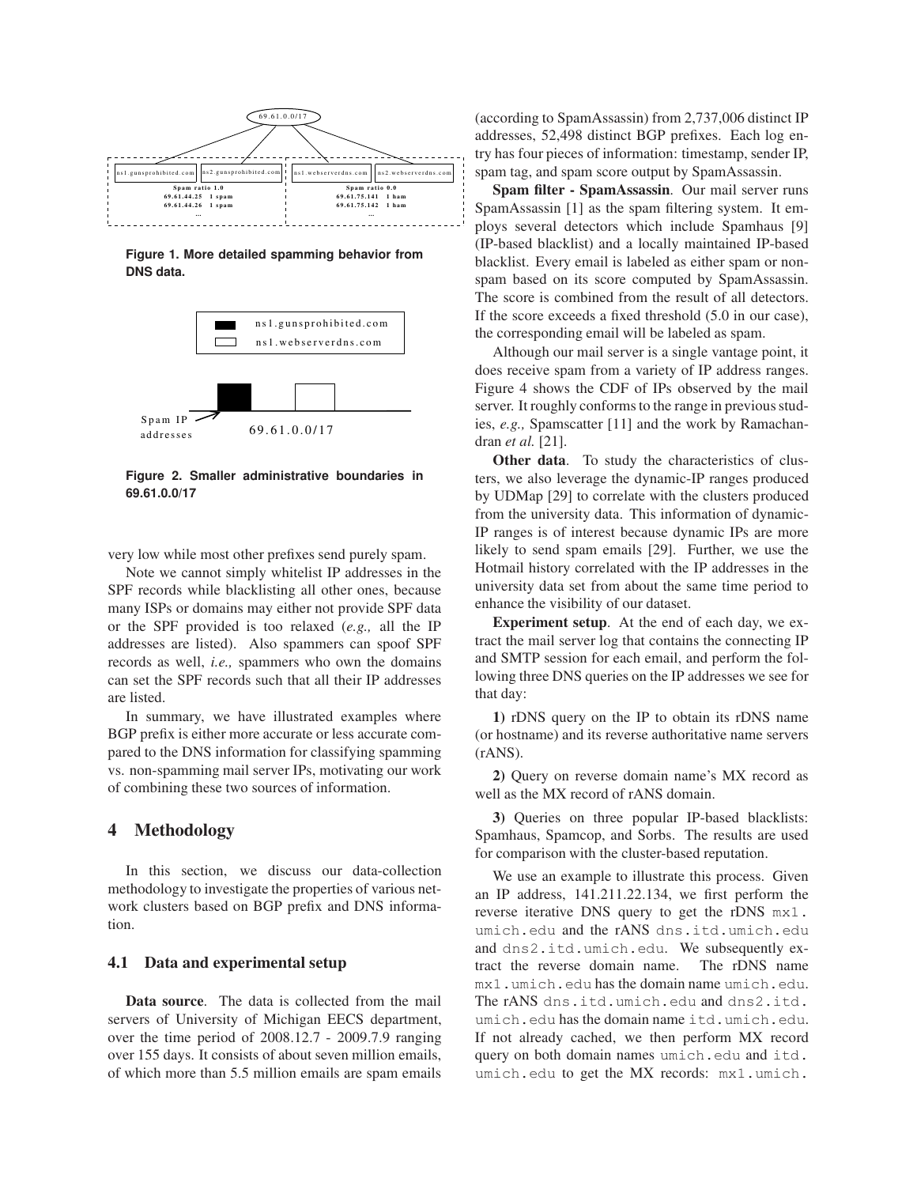Figure 1. More detailed spamming behavior from DNS data.

Figure 2. Smaller administrative boundaries in 69.61.0.0/17

very low while most other prefixes send purely spam.

Note we cannot simply whitelist IP addresses in the SPF records while blacklisting all other ones, because many ISPs or domains may either not provide SPF data or the SPF provided is too relaxed (*e.g.,* all the IP addresses are listed). Also spammers can spoof SPF records as well, *i.e.,* spammers who own the domains can set the SPF records such that all their IP addresses are listed.

In summary, we have illustrated examples where BGP prefix is either more accurate or less accurate compared to the DNS information for classifying spamming vs. non-spamming mail server IPs, motivating our work of combining these two sources of information.

## 4 Methodology

In this section, we discuss our data-collection methodology to investigate the properties of various network clusters based on BGP prefix and DNS information.

### 4.1 Data and experimental setup

**Data source**. The data is collected from the mail servers of University of Michigan EECS department, over the time period of 2008.12.7 - 2009.7.9 ranging over 155 days. It consists of about seven million emails, of which more than 5.5 million emails are spam emails (according to SpamAssassin) from 2,737,006 distinct IP addresses, 52,498 distinct BGP prefixes. Each log entry has four pieces of information: timestamp, sender IP, spam tag, and spam score output by SpamAssassin.

**Spam filter - SpamAssassin**. Our mail server runs SpamAssassin [1] as the spam filtering system. It employs several detectors which include Spamhaus [9] (IP-based blacklist) and a locally maintained IP-based blacklist. Every email is labeled as either spam or non-spam based on its score computed by SpamAssassin. The score is combined from the result of all detectors. If the score exceeds a fixed threshold (5.0 in our case), the corresponding email will be labeled as spam.

Although our mail server is a single vantage point, it does receive spam from a variety of IP address ranges. Figure 4 shows the CDF of IPs observed by the mail server. It roughly conforms to the range in previous studies, *e.g.,* Spamscatter [11] and the work by Ramachandran *et al.* [21].

**Other data**. To study the characteristics of clusters, we also leverage the dynamic-IP ranges produced by UDMap [29] to correlate with the clusters produced from the university data. This information of dynamic-IP ranges is of interest because dynamic IPs are more likely to send spam emails [29]. Further, we use the Hotmail history correlated with the IP addresses in the university data set from about the same time period to enhance the visibility of our dataset.

**Experiment setup**. At the end of each day, we extract the mail server log that contains the connecting IP and SMTP session for each email, and perform the following three DNS queries on the IP addresses we see for that day:

**1)** rDNS query on the IP to obtain its rDNS name (or hostname) and its reverse authoritative name servers (rANS).

**2)** Query on reverse domain name's MX record as well as the MX record of rANS domain.

**3)** Queries on three popular IP-based blacklists: Spamhaus, Spamcop, and Sorbs. The results are used for comparison with the cluster-based reputation.

We use an example to illustrate this process. Given an IP address, 141.211.22.134, we first perform the reverse iterative DNS query to get the rDNS `mx1.umich.edu` and the rANS `dns.itd.umich.edu` and `dns2.itd.umich.edu`. We subsequently extract the reverse domain name. The rDNS name `mx1.umich.edu` has the domain name `umich.edu`. The rANS `dns.itd.umich.edu` and `dns2.itd.umich.edu` has the domain name `itd.umich.edu`. If not already cached, we then perform MX record query on both domain names `umich.edu` and `itd.umich.edu` to get the MX records: `mx1.umich.`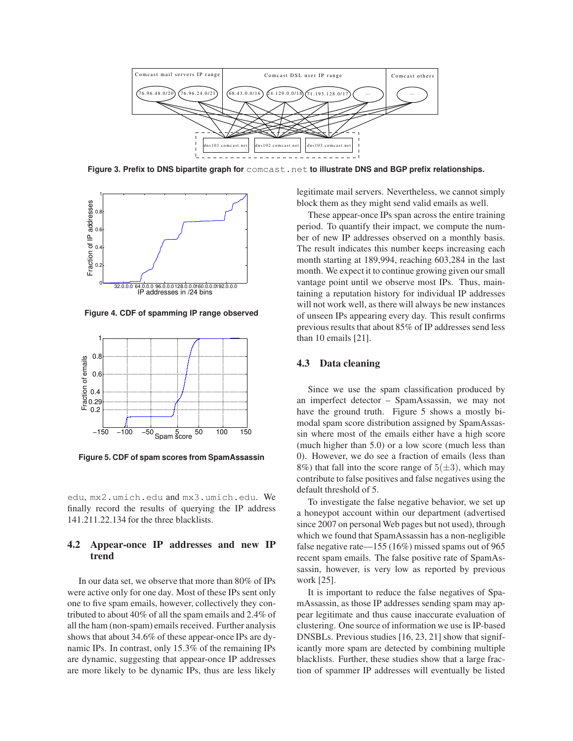Figure 3. Prefix to DNS bipartite graph for `comcast.net` to illustrate DNS and BGP prefix relationships.

Figure 4. CDF of spamming IP range observed

Figure 5. CDF of spam scores from SpamAssassin

edu, `mx2.umich.edu` and `mx3.umich.edu`. We finally record the results of querying the IP address 141.211.22.134 for the three blacklists.

### 4.2 Appear-once IP addresses and new IP trend

In our data set, we observe that more than 80% of IPs were active only for one day. Most of these IPs sent only one to five spam emails, however, collectively they contributed to about 40% of all the spam emails and 2.4% of all the ham (non-spam) emails received. Further analysis shows that about 34.6% of these appear-once IPs are dynamic IPs. In contrast, only 15.3% of the remaining IPs are dynamic, suggesting that appear-once IP addresses are more likely to be dynamic IPs, thus are less likely legitimate mail servers. Nevertheless, we cannot simply block them as they might send valid emails as well.

These appear-once IPs span across the entire training period. To quantify their impact, we compute the number of new IP addresses observed on a monthly basis. The result indicates this number keeps increasing each month starting at 189,994, reaching 603,284 in the last month. We expect it to continue growing given our small vantage point until we observe most IPs. Thus, maintaining a reputation history for individual IP addresses will not work well, as there will always be new instances of unseen IPs appearing every day. This result confirms previous results that about 85% of IP addresses send less than 10 emails [21].

### 4.3 Data cleaning

Since we use the spam classification produced by an imperfect detector – SpamAssassin, we may not have the ground truth. Figure 5 shows a mostly bimodal spam score distribution assigned by SpamAssassin where most of the emails either have a high score (much higher than 5.0) or a low score (much less than 0). However, we do see a fraction of emails (less than 8%) that fall into the score range of $5(\pm 3)$, which may contribute to false positives and false negatives using the default threshold of 5.

To investigate the false negative behavior, we set up a honeypot account within our department (advertised since 2007 on personal Web pages but not used), through which we found that SpamAssassin has a non-negligible false negative rate—155 (16%) missed spams out of 965 recent spam emails. The false positive rate of SpamAssassin, however, is very low as reported by previous work [25].

It is important to reduce the false negatives of SpamAssassin, as those IP addresses sending spam may appear legitimate and thus cause inaccurate evaluation of clustering. One source of information we use is IP-based DNSBLs. Previous studies [16, 23, 21] show that significantly more spam are detected by combining multiple blacklists. Further, these studies show that a large fraction of spammer IP addresses will eventually be listed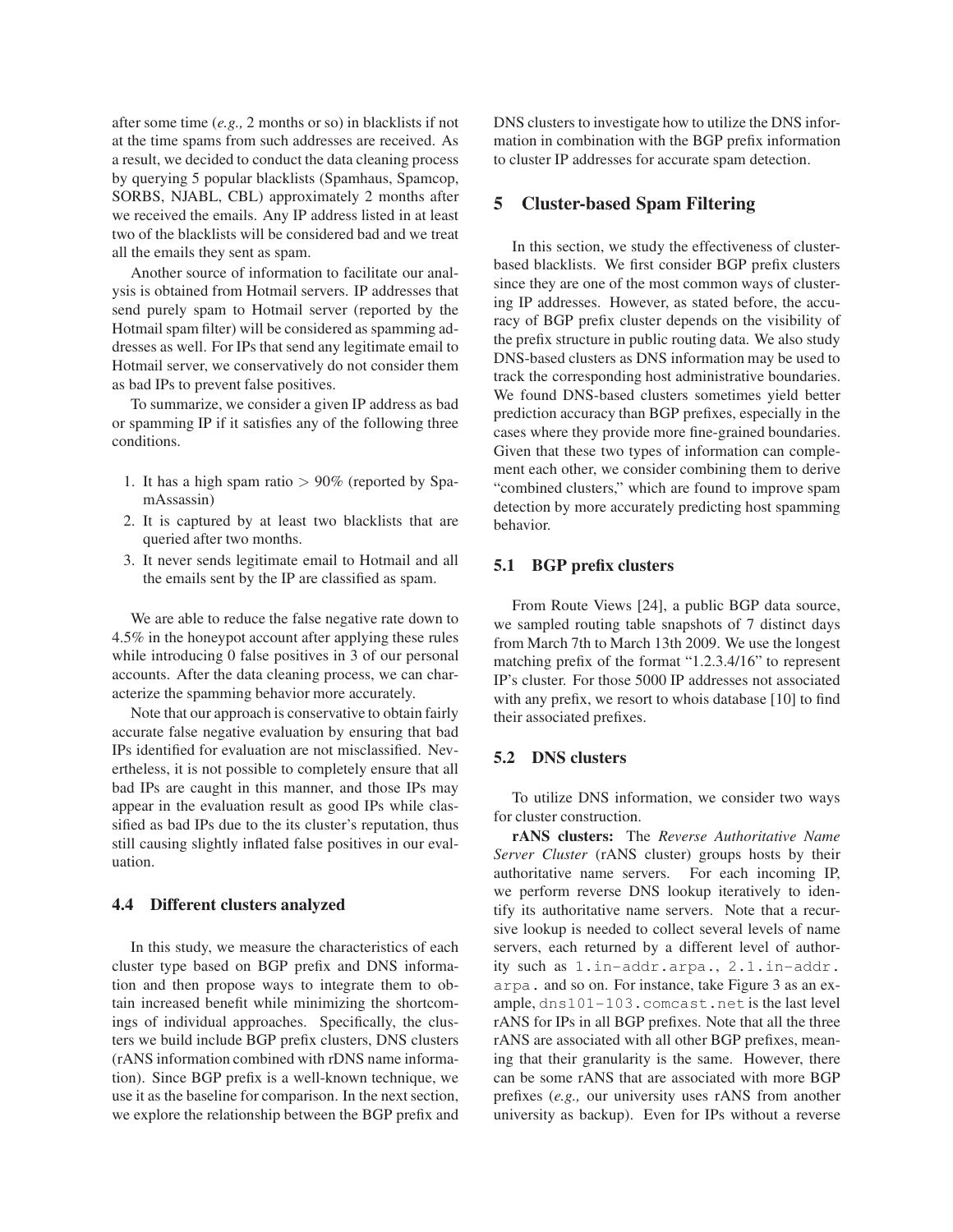after some time (*e.g.,* 2 months or so) in blacklists if not at the time spams from such addresses are received. As a result, we decided to conduct the data cleaning process by querying 5 popular blacklists (Spamhaus, Spamcop, SORBS, NJABL, CBL) approximately 2 months after we received the emails. Any IP address listed in at least two of the blacklists will be considered bad and we treat all the emails they sent as spam.

Another source of information to facilitate our analysis is obtained from Hotmail servers. IP addresses that send purely spam to Hotmail server (reported by the Hotmail spam filter) will be considered as spamming addresses as well. For IPs that send any legitimate email to Hotmail server, we conservatively do not consider them as bad IPs to prevent false positives.

To summarize, we consider a given IP address as bad or spamming IP if it satisfies any of the following three conditions.

1. It has a high spam ratio $> 90\%$ (reported by SpamAssassin)
2. It is captured by at least two blacklists that are queried after two months.
3. It never sends legitimate email to Hotmail and all the emails sent by the IP are classified as spam.

We are able to reduce the false negative rate down to 4.5% in the honeypot account after applying these rules while introducing 0 false positives in 3 of our personal accounts. After the data cleaning process, we can characterize the spamming behavior more accurately.

Note that our approach is conservative to obtain fairly accurate false negative evaluation by ensuring that bad IPs identified for evaluation are not misclassified. Nevertheless, it is not possible to completely ensure that all bad IPs are caught in this manner, and those IPs may appear in the evaluation result as good IPs while classified as bad IPs due to the its cluster's reputation, thus still causing slightly inflated false positives in our evaluation.

### 4.4 Different clusters analyzed

In this study, we measure the characteristics of each cluster type based on BGP prefix and DNS information and then propose ways to integrate them to obtain increased benefit while minimizing the shortcomings of individual approaches. Specifically, the clusters we build include BGP prefix clusters, DNS clusters (rANS information combined with rDNS name information). Since BGP prefix is a well-known technique, we use it as the baseline for comparison. In the next section, we explore the relationship between the BGP prefix and DNS clusters to investigate how to utilize the DNS information in combination with the BGP prefix information to cluster IP addresses for accurate spam detection.

## 5 Cluster-based Spam Filtering

In this section, we study the effectiveness of cluster-based blacklists. We first consider BGP prefix clusters since they are one of the most common ways of clustering IP addresses. However, as stated before, the accuracy of BGP prefix cluster depends on the visibility of the prefix structure in public routing data. We also study DNS-based clusters as DNS information may be used to track the corresponding host administrative boundaries. We found DNS-based clusters sometimes yield better prediction accuracy than BGP prefixes, especially in the cases where they provide more fine-grained boundaries. Given that these two types of information can complement each other, we consider combining them to derive "combined clusters," which are found to improve spam detection by more accurately predicting host spamming behavior.

### 5.1 BGP prefix clusters

From Route Views [24], a public BGP data source, we sampled routing table snapshots of 7 distinct days from March 7th to March 13th 2009. We use the longest matching prefix of the format "1.2.3.4/16" to represent IP's cluster. For those 5000 IP addresses not associated with any prefix, we resort to whois database [10] to find their associated prefixes.

### 5.2 DNS clusters

To utilize DNS information, we consider two ways for cluster construction.

**rANS clusters:** The *Reverse Authoritative Name Server Cluster* (rANS cluster) groups hosts by their authoritative name servers. For each incoming IP, we perform reverse DNS lookup iteratively to identify its authoritative name servers. Note that a recursive lookup is needed to collect several levels of name servers, each returned by a different level of authority such as `1.in-addr.arpa.`, `2.1.in-addr.arpa.` and so on. For instance, take Figure 3 as an example, `dns101-103.comcast.net` is the last level rANS for IPs in all BGP prefixes. Note that all the three rANS are associated with all other BGP prefixes, meaning that their granularity is the same. However, there can be some rANS that are associated with more BGP prefixes (*e.g.,* our university uses rANS from another university as backup). Even for IPs without a reverse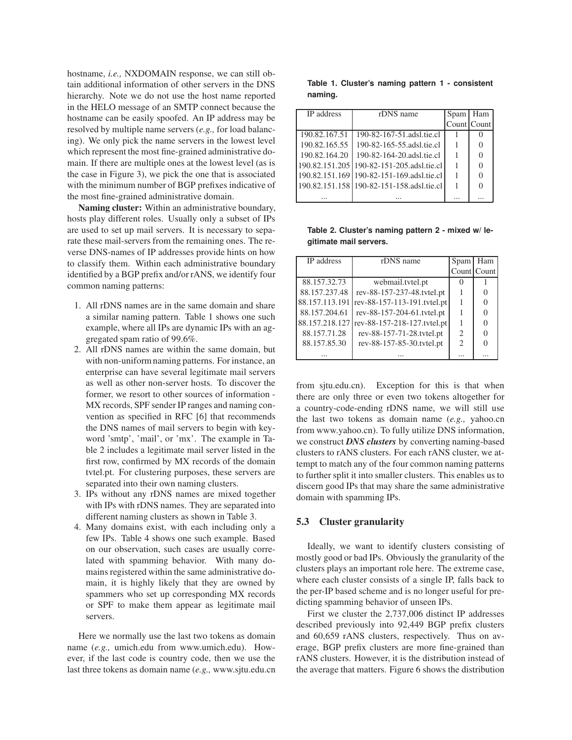hostname, *i.e.,* NXDOMAIN response, we can still obtain additional information of other servers in the DNS hierarchy. Note we do not use the host name reported in the HELO message of an SMTP connect because the hostname can be easily spoofed. An IP address may be resolved by multiple name servers (*e.g.,* for load balancing). We only pick the name servers in the lowest level which represent the most fine-grained administrative domain. If there are multiple ones at the lowest level (as is the case in Figure 3), we pick the one that is associated with the minimum number of BGP prefixes indicative of the most fine-grained administrative domain.

**Naming cluster:** Within an administrative boundary, hosts play different roles. Usually only a subset of IPs are used to set up mail servers. It is necessary to separate these mail-servers from the remaining ones. The reverse DNS-names of IP addresses provide hints on how to classify them. Within each administrative boundary identified by a BGP prefix and/or rANS, we identify four common naming patterns:

1. All rDNS names are in the same domain and share a similar naming pattern. Table 1 shows one such example, where all IPs are dynamic IPs with an aggregated spam ratio of 99.6%.
2. All rDNS names are within the same domain, but with non-uniform naming patterns. For instance, an enterprise can have several legitimate mail servers as well as other non-server hosts. To discover the former, we resort to other sources of information - MX records, SPF sender IP ranges and naming convention as specified in RFC [6] that recommends the DNS names of mail servers to begin with keyword 'smtp', 'mail', or 'mx'. The example in Table 2 includes a legitimate mail server listed in the first row, confirmed by MX records of the domain tvtel.pt. For clustering purposes, these servers are separated into their own naming clusters.
3. IPs without any rDNS names are mixed together with IPs with rDNS names. They are separated into different naming clusters as shown in Table 3.
4. Many domains exist, with each including only a few IPs. Table 4 shows one such example. Based on our observation, such cases are usually correlated with spamming behavior. With many domains registered within the same administrative domain, it is highly likely that they are owned by spammers who set up corresponding MX records or SPF to make them appear as legitimate mail servers.

Here we normally use the last two tokens as domain name (*e.g.,* umich.edu from www.umich.edu). However, if the last code is country code, then we use the last three tokens as domain name (*e.g.,* www.sjtu.edu.cn from sjtu.edu.cn). Exception for this is that when there are only three or even two tokens altogether for a country-code-ending rDNS name, we will still use the last two tokens as domain name (*e.g.,* yahoo.cn from www.yahoo.cn). To fully utilize DNS information, we construct ***DNS clusters*** by converting naming-based clusters to rANS clusters. For each rANS cluster, we attempt to match any of the four common naming patterns to further split it into smaller clusters. This enables us to discern good IPs that may share the same administrative domain with spamming IPs.

**Table 1. Cluster's naming pattern 1 - consistent naming.**

| IP address | rDNS name | Spam Count | Ham Count |
|---|---|---|---|
| 190.82.167.51 | 190-82-167-51.adsl.tie.cl | 1 | 0 |
| 190.82.165.55 | 190-82-165-55.adsl.tie.cl | 1 | 0 |
| 190.82.164.20 | 190-82-164-20.adsl.tie.cl | 1 | 0 |
| 190.82.151.205 | 190-82-151-205.adsl.tie.cl | 1 | 0 |
| 190.82.151.169 | 190-82-151-169.adsl.tie.cl | 1 | 0 |
| 190.82.151.158 | 190-82-151-158.adsl.tie.cl | 1 | 0 |
| ... | ... | ... | ... |

**Table 2. Cluster's naming pattern 2 - mixed w/ legitimate mail servers.**

| IP address | rDNS name | Spam Count | Ham Count |
|---|---|---|---|
| 88.157.32.73 | webmail.tvtel.pt | 0 | 1 |
| 88.157.237.48 | rev-88-157-237-48.tvtel.pt | 1 | 0 |
| 88.157.113.191 | rev-88-157-113-191.tvtel.pt | 1 | 0 |
| 88.157.204.61 | rev-88-157-204-61.tvtel.pt | 1 | 0 |
| 88.157.218.127 | rev-88-157-218-127.tvtel.pt | 1 | 0 |
| 88.157.71.28 | rev-88-157-71-28.tvtel.pt | 2 | 0 |
| 88.157.85.30 | rev-88-157-85-30.tvtel.pt | 2 | 0 |
| ... | ... | ... | ... |

### 5.3 Cluster granularity

Ideally, we want to identify clusters consisting of mostly good or bad IPs. Obviously the granularity of the clusters plays an important role here. The extreme case, where each cluster consists of a single IP, falls back to the per-IP based scheme and is no longer useful for predicting spamming behavior of unseen IPs.

First we cluster the 2,737,006 distinct IP addresses described previously into 92,449 BGP prefix clusters and 60,659 rANS clusters, respectively. Thus on average, BGP prefix clusters are more fine-grained than rANS clusters. However, it is the distribution instead of the average that matters. Figure 6 shows the distribution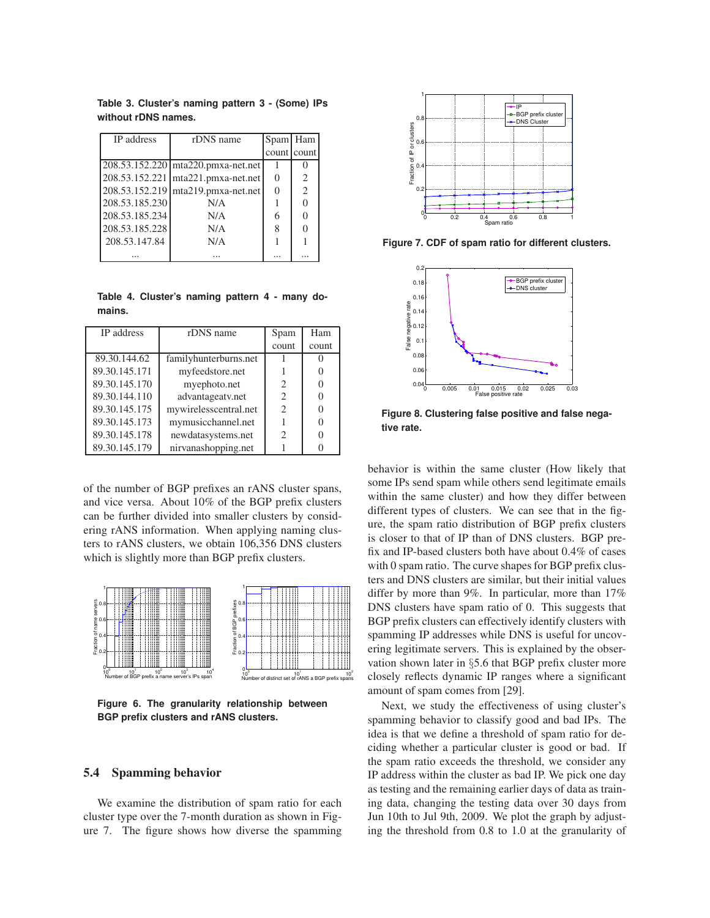Table 3. Cluster's naming pattern 3 - (Some) IPs without rDNS names.

| IP address | rDNS name | Spam count | Ham count |
|---|---|---|---|
| 208.53.152.220 | mta220.pmxa-net.net | 1 | 0 |
| 208.53.152.221 | mta221.pmxa-net.net | 0 | 2 |
| 208.53.152.219 | mta219.pmxa-net.net | 0 | 2 |
| 208.53.185.230 | N/A | 1 | 0 |
| 208.53.185.234 | N/A | 6 | 0 |
| 208.53.185.228 | N/A | 8 | 0 |
| 208.53.147.84 | N/A | 1 | 1 |
| ... | ... | ... | ... |

Table 4. Cluster's naming pattern 4 - many domains.

| IP address | rDNS name | Spam count | Ham count |
|---|---|---|---|
| 89.30.144.62 | familyhunterburns.net | 1 | 0 |
| 89.30.145.171 | myfeedstore.net | 1 | 0 |
| 89.30.145.170 | myephoto.net | 2 | 0 |
| 89.30.144.110 | advantageatv.net | 2 | 0 |
| 89.30.145.175 | mywirelesscentral.net | 2 | 0 |
| 89.30.145.173 | mymusicchannel.net | 1 | 0 |
| 89.30.145.178 | newdatasystems.net | 2 | 0 |
| 89.30.145.179 | nirvanashopping.net | 1 | 0 |

of the number of BGP prefixes an rANS cluster spans, and vice versa. About 10% of the BGP prefix clusters can be further divided into smaller clusters by considering rANS information. When applying naming clusters to rANS clusters, we obtain 106,356 DNS clusters which is slightly more than BGP prefix clusters.

Figure 6. The granularity relationship between BGP prefix clusters and rANS clusters.

## 5.4 Spamming behavior

We examine the distribution of spam ratio for each cluster type over the 7-month duration as shown in Figure 7. The figure shows how diverse the spamming behavior is within the same cluster (How likely that some IPs send spam while others send legitimate emails within the same cluster) and how they differ between different types of clusters. We can see that in the figure, the spam ratio distribution of BGP prefix clusters is closer to that of IP than of DNS clusters. BGP prefix and IP-based clusters both have about 0.4% of cases with 0 spam ratio. The curve shapes for BGP prefix clusters and DNS clusters are similar, but their initial values differ by more than 9%. In particular, more than 17% DNS clusters have spam ratio of 0. This suggests that BGP prefix clusters can effectively identify clusters with spamming IP addresses while DNS is useful for uncovering legitimate servers. This is explained by the observation shown later in §5.6 that BGP prefix cluster more closely reflects dynamic IP ranges where a significant amount of spam comes from [29].

Figure 7. CDF of spam ratio for different clusters.

Figure 8. Clustering false positive and false negative rate.

Next, we study the effectiveness of using cluster's spamming behavior to classify good and bad IPs. The idea is that we define a threshold of spam ratio for deciding whether a particular cluster is good or bad. If the spam ratio exceeds the threshold, we consider any IP address within the cluster as bad IP. We pick one day as testing and the remaining earlier days of data as training data, changing the testing data over 30 days from Jun 10th to Jul 9th, 2009. We plot the graph by adjusting the threshold from 0.8 to 1.0 at the granularity of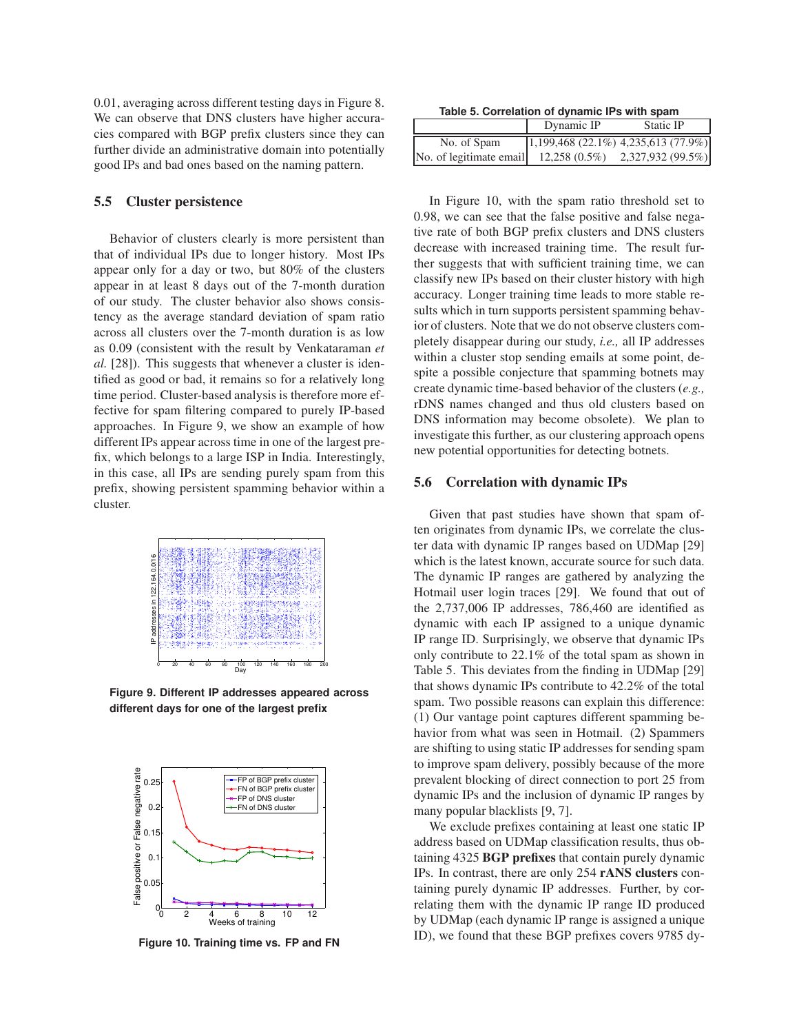0.01, averaging across different testing days in Figure 8. We can observe that DNS clusters have higher accuracies compared with BGP prefix clusters since they can further divide an administrative domain into potentially good IPs and bad ones based on the naming pattern.

### 5.5 Cluster persistence

Behavior of clusters clearly is more persistent than that of individual IPs due to longer history. Most IPs appear only for a day or two, but 80% of the clusters appear in at least 8 days out of the 7-month duration of our study. The cluster behavior also shows consistency as the average standard deviation of spam ratio across all clusters over the 7-month duration is as low as 0.09 (consistent with the result by Venkataraman *et al.* [28]). This suggests that whenever a cluster is identified as good or bad, it remains so for a relatively long time period. Cluster-based analysis is therefore more effective for spam filtering compared to purely IP-based approaches. In Figure 9, we show an example of how different IPs appear across time in one of the largest prefix, which belongs to a large ISP in India. Interestingly, in this case, all IPs are sending purely spam from this prefix, showing persistent spamming behavior within a cluster.

**Figure 9. Different IP addresses appeared across different days for one of the largest prefix**

**Figure 10. Training time vs. FP and FN**

**Table 5. Correlation of dynamic IPs with spam**

| | Dynamic IP | Static IP |
|---|---|---|
| No. of Spam | 1,199,468 (22.1%) | 4,235,613 (77.9%) |
| No. of legitimate email | 12,258 (0.5%) | 2,327,932 (99.5%) |

In Figure 10, with the spam ratio threshold set to 0.98, we can see that the false positive and false negative rate of both BGP prefix clusters and DNS clusters decrease with increased training time. The result further suggests that with sufficient training time, we can classify new IPs based on their cluster history with high accuracy. Longer training time leads to more stable results which in turn supports persistent spamming behavior of clusters. Note that we do not observe clusters completely disappear during our study, *i.e.,* all IP addresses within a cluster stop sending emails at some point, despite a possible conjecture that spamming botnets may create dynamic time-based behavior of the clusters (*e.g.,* rDNS names changed and thus old clusters based on DNS information may become obsolete). We plan to investigate this further, as our clustering approach opens new potential opportunities for detecting botnets.

### 5.6 Correlation with dynamic IPs

Given that past studies have shown that spam often originates from dynamic IPs, we correlate the cluster data with dynamic IP ranges based on UDMap [29] which is the latest known, accurate source for such data. The dynamic IP ranges are gathered by analyzing the Hotmail user login traces [29]. We found that out of the 2,737,006 IP addresses, 786,460 are identified as dynamic with each IP assigned to a unique dynamic IP range ID. Surprisingly, we observe that dynamic IPs only contribute to 22.1% of the total spam as shown in Table 5. This deviates from the finding in UDMap [29] that shows dynamic IPs contribute to 42.2% of the total spam. Two possible reasons can explain this difference: (1) Our vantage point captures different spamming behavior from what was seen in Hotmail. (2) Spammers are shifting to using static IP addresses for sending spam to improve spam delivery, possibly because of the more prevalent blocking of direct connection to port 25 from dynamic IPs and the inclusion of dynamic IP ranges by many popular blacklists [9, 7].

We exclude prefixes containing at least one static IP address based on UDMap classification results, thus obtaining 4325 **BGP prefixes** that contain purely dynamic IPs. In contrast, there are only 254 **rANS clusters** containing purely dynamic IP addresses. Further, by correlating them with the dynamic IP range ID produced by UDMap (each dynamic IP range is assigned a unique ID), we found that these BGP prefixes covers 9785 dy-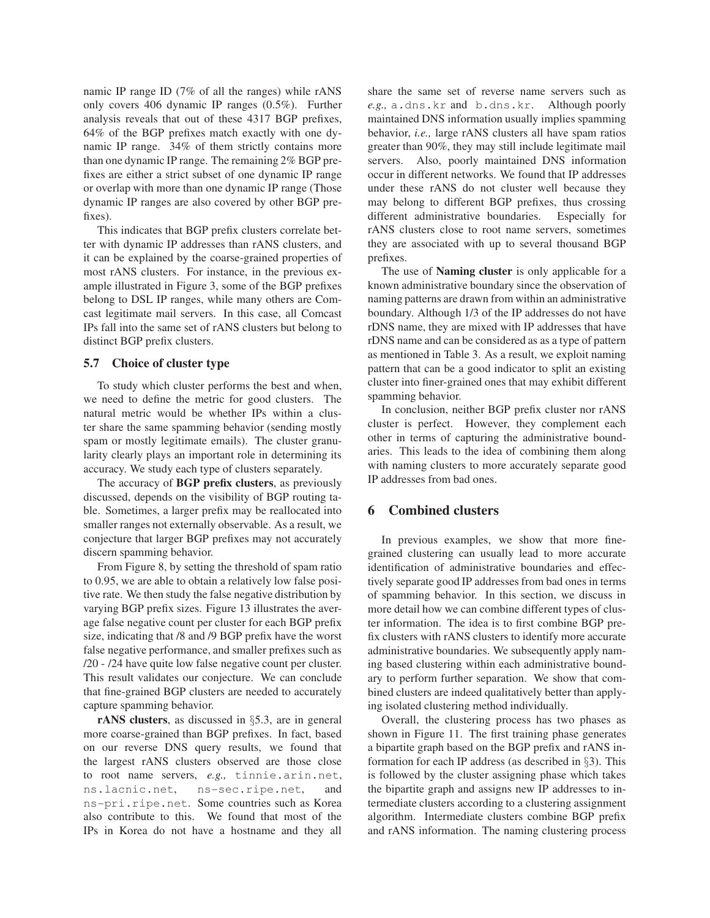namic IP range ID (7% of all the ranges) while rANS only covers 406 dynamic IP ranges (0.5%). Further analysis reveals that out of these 4317 BGP prefixes, 64% of the BGP prefixes match exactly with one dynamic IP range. 34% of them strictly contains more than one dynamic IP range. The remaining 2% BGP prefixes are either a strict subset of one dynamic IP range or overlap with more than one dynamic IP range (Those dynamic IP ranges are also covered by other BGP prefixes).

This indicates that BGP prefix clusters correlate better with dynamic IP addresses than rANS clusters, and it can be explained by the coarse-grained properties of most rANS clusters. For instance, in the previous example illustrated in Figure 3, some of the BGP prefixes belong to DSL IP ranges, while many others are Comcast legitimate mail servers. In this case, all Comcast IPs fall into the same set of rANS clusters but belong to distinct BGP prefix clusters.

### 5.7 Choice of cluster type

To study which cluster performs the best and when, we need to define the metric for good clusters. The natural metric would be whether IPs within a cluster share the same spamming behavior (sending mostly spam or mostly legitimate emails). The cluster granularity clearly plays an important role in determining its accuracy. We study each type of clusters separately.

The accuracy of **BGP prefix clusters**, as previously discussed, depends on the visibility of BGP routing table. Sometimes, a larger prefix may be reallocated into smaller ranges not externally observable. As a result, we conjecture that larger BGP prefixes may not accurately discern spamming behavior.

From Figure 8, by setting the threshold of spam ratio to 0.95, we are able to obtain a relatively low false positive rate. We then study the false negative distribution by varying BGP prefix sizes. Figure 13 illustrates the average false negative count per cluster for each BGP prefix size, indicating that /8 and /9 BGP prefix have the worst false negative performance, and smaller prefixes such as /20 - /24 have quite low false negative count per cluster. This result validates our conjecture. We can conclude that fine-grained BGP clusters are needed to accurately capture spamming behavior.

**rANS clusters**, as discussed in §5.3, are in general more coarse-grained than BGP prefixes. In fact, based on our reverse DNS query results, we found that the largest rANS clusters observed are those close to root name servers, *e.g.,* `tinnie.arin.net`, `ns.lacnic.net`, `ns-sec.ripe.net`, and `ns-pri.ripe.net`. Some countries such as Korea also contribute to this. We found that most of the IPs in Korea do not have a hostname and they all share the same set of reverse name servers such as *e.g.,* `a.dns.kr` and `b.dns.kr`. Although poorly maintained DNS information usually implies spamming behavior, *i.e.,* large rANS clusters all have spam ratios greater than 90%, they may still include legitimate mail servers. Also, poorly maintained DNS information occur in different networks. We found that IP addresses under these rANS do not cluster well because they may belong to different BGP prefixes, thus crossing different administrative boundaries. Especially for rANS clusters close to root name servers, sometimes they are associated with up to several thousand BGP prefixes.

The use of **Naming cluster** is only applicable for a known administrative boundary since the observation of naming patterns are drawn from within an administrative boundary. Although 1/3 of the IP addresses do not have rDNS name, they are mixed with IP addresses that have rDNS name and can be considered as as a type of pattern as mentioned in Table 3. As a result, we exploit naming pattern that can be a good indicator to split an existing cluster into finer-grained ones that may exhibit different spamming behavior.

In conclusion, neither BGP prefix cluster nor rANS cluster is perfect. However, they complement each other in terms of capturing the administrative boundaries. This leads to the idea of combining them along with naming clusters to more accurately separate good IP addresses from bad ones.

## 6 Combined clusters

In previous examples, we show that more fine-grained clustering can usually lead to more accurate identification of administrative boundaries and effectively separate good IP addresses from bad ones in terms of spamming behavior. In this section, we discuss in more detail how we can combine different types of cluster information. The idea is to first combine BGP prefix clusters with rANS clusters to identify more accurate administrative boundaries. We subsequently apply naming based clustering within each administrative boundary to perform further separation. We show that combined clusters are indeed qualitatively better than applying isolated clustering method individually.

Overall, the clustering process has two phases as shown in Figure 11. The first training phase generates a bipartite graph based on the BGP prefix and rANS information for each IP address (as described in §3). This is followed by the cluster assigning phase which takes the bipartite graph and assigns new IP addresses to intermediate clusters according to a clustering assignment algorithm. Intermediate clusters combine BGP prefix and rANS information. The naming clustering process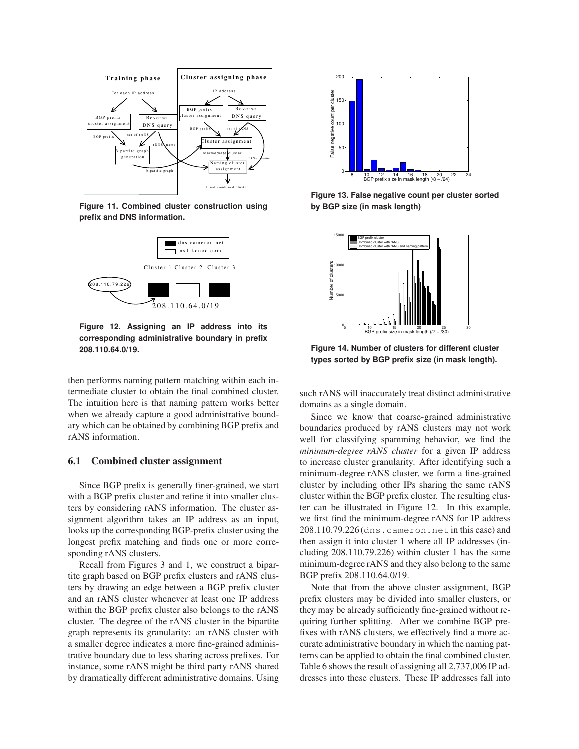Figure 11. Combined cluster construction using prefix and DNS information.

Figure 12. Assigning an IP address into its corresponding administrative boundary in prefix 208.110.64.0/19.

then performs naming pattern matching within each intermediate cluster to obtain the final combined cluster. The intuition here is that naming pattern works better when we already capture a good administrative boundary which can be obtained by combining BGP prefix and rANS information.

### 6.1 Combined cluster assignment

Since BGP prefix is generally finer-grained, we start with a BGP prefix cluster and refine it into smaller clusters by considering rANS information. The cluster assignment algorithm takes an IP address as an input, looks up the corresponding BGP-prefix cluster using the longest prefix matching and finds one or more corresponding rANS clusters.

Recall from Figures 3 and 1, we construct a bipartite graph based on BGP prefix clusters and rANS clusters by drawing an edge between a BGP prefix cluster and an rANS cluster whenever at least one IP address within the BGP prefix cluster also belongs to the rANS cluster. The degree of the rANS cluster in the bipartite graph represents its granularity: an rANS cluster with a smaller degree indicates a more fine-grained administrative boundary due to less sharing across prefixes. For instance, some rANS might be third party rANS shared by dramatically different administrative domains. Using

Figure 13. False negative count per cluster sorted by BGP size (in mask length)

Figure 14. Number of clusters for different cluster types sorted by BGP prefix size (in mask length).

such rANS will inaccurately treat distinct administrative domains as a single domain.

Since we know that coarse-grained administrative boundaries produced by rANS clusters may not work well for classifying spamming behavior, we find the *minimum-degree rANS cluster* for a given IP address to increase cluster granularity. After identifying such a minimum-degree rANS cluster, we form a fine-grained cluster by including other IPs sharing the same rANS cluster within the BGP prefix cluster. The resulting cluster can be illustrated in Figure 12. In this example, we first find the minimum-degree rANS for IP address 208.110.79.226 (`dns.cameron.net` in this case) and then assign it into cluster 1 where all IP addresses (including 208.110.79.226) within cluster 1 has the same minimum-degree rANS and they also belong to the same BGP prefix 208.110.64.0/19.

Note that from the above cluster assignment, BGP prefix clusters may be divided into smaller clusters, or they may be already sufficiently fine-grained without requiring further splitting. After we combine BGP prefixes with rANS clusters, we effectively find a more accurate administrative boundary in which the naming patterns can be applied to obtain the final combined cluster. Table 6 shows the result of assigning all 2,737,006 IP addresses into these clusters. These IP addresses fall into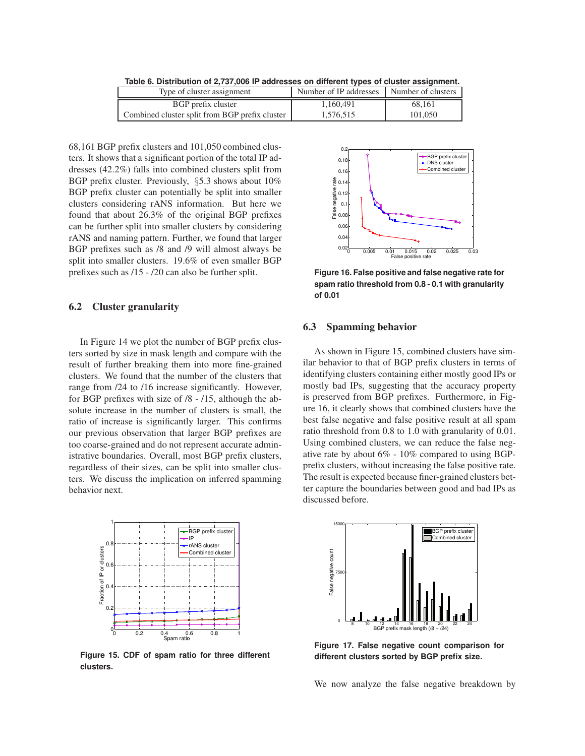Table 6. Distribution of 2,737,006 IP addresses on different types of cluster assignment.

| Type of cluster assignment | Number of IP addresses | Number of clusters |
|---|---|---|
| BGP prefix cluster | 1,160,491 | 68,161 |
| Combined cluster split from BGP prefix cluster | 1,576,515 | 101,050 |

68,161 BGP prefix clusters and 101,050 combined clusters. It shows that a significant portion of the total IP addresses (42.2%) falls into combined clusters split from BGP prefix cluster. Previously, §5.3 shows about 10% BGP prefix cluster can potentially be split into smaller clusters considering rANS information. But here we found that about 26.3% of the original BGP prefixes can be further split into smaller clusters by considering rANS and naming pattern. Further, we found that larger BGP prefixes such as /8 and /9 will almost always be split into smaller clusters. 19.6% of even smaller BGP prefixes such as /15 - /20 can also be further split.

### 6.2 Cluster granularity

In Figure 14 we plot the number of BGP prefix clusters sorted by size in mask length and compare with the result of further breaking them into more fine-grained clusters. We found that the number of the clusters that range from /24 to /16 increase significantly. However, for BGP prefixes with size of /8 - /15, although the absolute increase in the number of clusters is small, the ratio of increase is significantly larger. This confirms our previous observation that larger BGP prefixes are too coarse-grained and do not represent accurate administrative boundaries. Overall, most BGP prefix clusters, regardless of their sizes, can be split into smaller clusters. We discuss the implication on inferred spamming behavior next.

**Figure 15. CDF of spam ratio for three different clusters.**

**Figure 16. False positive and false negative rate for spam ratio threshold from 0.8 - 0.1 with granularity of 0.01**

### 6.3 Spamming behavior

As shown in Figure 15, combined clusters have similar behavior to that of BGP prefix clusters in terms of identifying clusters containing either mostly good IPs or mostly bad IPs, suggesting that the accuracy property is preserved from BGP prefixes. Furthermore, in Figure 16, it clearly shows that combined clusters have the best false negative and false positive result at all spam ratio threshold from 0.8 to 1.0 with granularity of 0.01. Using combined clusters, we can reduce the false negative rate by about 6% - 10% compared to using BGP-prefix clusters, without increasing the false positive rate. The result is expected because finer-grained clusters better capture the boundaries between good and bad IPs as discussed before.

**Figure 17. False negative count comparison for different clusters sorted by BGP prefix size.**

We now analyze the false negative breakdown by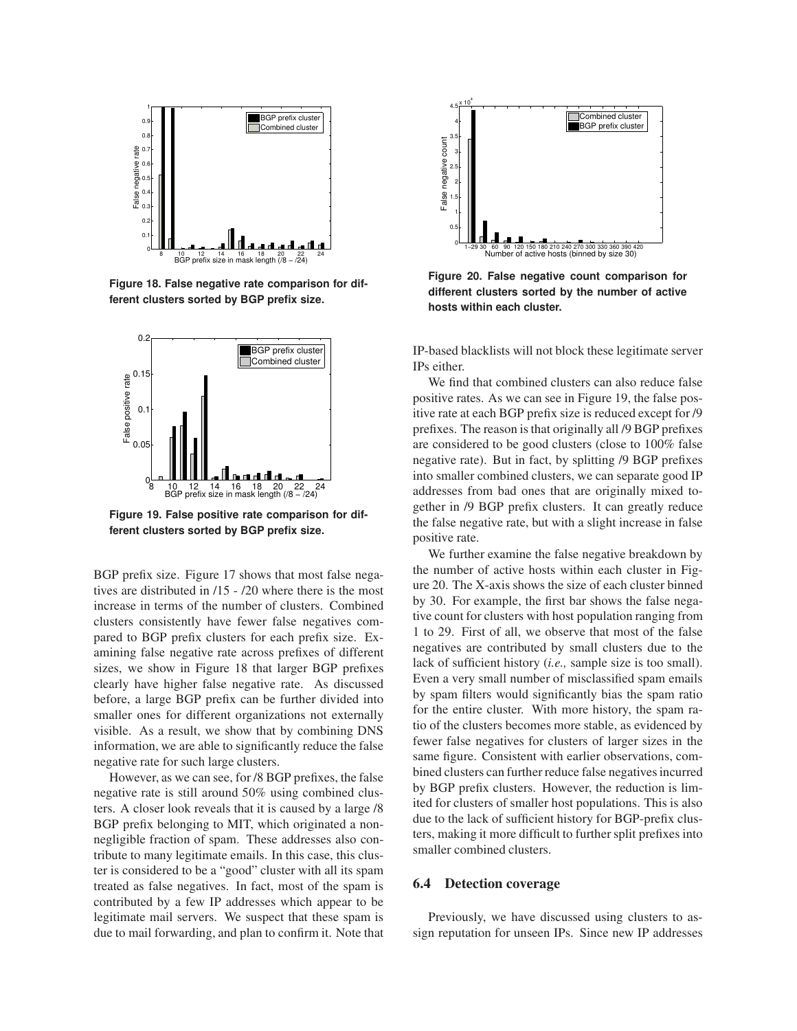Figure 18. False negative rate comparison for different clusters sorted by BGP prefix size.

Figure 19. False positive rate comparison for different clusters sorted by BGP prefix size.

BGP prefix size. Figure 17 shows that most false negatives are distributed in /15 - /20 where there is the most increase in terms of the number of clusters. Combined clusters consistently have fewer false negatives compared to BGP prefix clusters for each prefix size. Examining false negative rate across prefixes of different sizes, we show in Figure 18 that larger BGP prefixes clearly have higher false negative rate. As discussed before, a large BGP prefix can be further divided into smaller ones for different organizations not externally visible. As a result, we show that by combining DNS information, we are able to significantly reduce the false negative rate for such large clusters.

However, as we can see, for /8 BGP prefixes, the false negative rate is still around 50% using combined clusters. A closer look reveals that it is caused by a large /8 BGP prefix belonging to MIT, which originated a non-negligible fraction of spam. These addresses also contribute to many legitimate emails. In this case, this cluster is considered to be a "good" cluster with all its spam treated as false negatives. In fact, most of the spam is contributed by a few IP addresses which appear to be legitimate mail servers. We suspect that these spam is due to mail forwarding, and plan to confirm it. Note that IP-based blacklists will not block these legitimate server IPs either.

We find that combined clusters can also reduce false positive rates. As we can see in Figure 19, the false positive rate at each BGP prefix size is reduced except for /9 prefixes. The reason is that originally all /9 BGP prefixes are considered to be good clusters (close to 100% false negative rate). But in fact, by splitting /9 BGP prefixes into smaller combined clusters, we can separate good IP addresses from bad ones that are originally mixed together in /9 BGP prefix clusters. It can greatly reduce the false negative rate, but with a slight increase in false positive rate.

Figure 20. False negative count comparison for different clusters sorted by the number of active hosts within each cluster.

We further examine the false negative breakdown by the number of active hosts within each cluster in Figure 20. The X-axis shows the size of each cluster binned by 30. For example, the first bar shows the false negative count for clusters with host population ranging from 1 to 29. First of all, we observe that most of the false negatives are contributed by small clusters due to the lack of sufficient history (*i.e.,* sample size is too small). Even a very small number of misclassified spam emails by spam filters would significantly bias the spam ratio for the entire cluster. With more history, the spam ratio of the clusters becomes more stable, as evidenced by fewer false negatives for clusters of larger sizes in the same figure. Consistent with earlier observations, combined clusters can further reduce false negatives incurred by BGP prefix clusters. However, the reduction is limited for clusters of smaller host populations. This is also due to the lack of sufficient history for BGP-prefix clusters, making it more difficult to further split prefixes into smaller combined clusters.

### 6.4 Detection coverage

Previously, we have discussed using clusters to assign reputation for unseen IPs. Since new IP addresses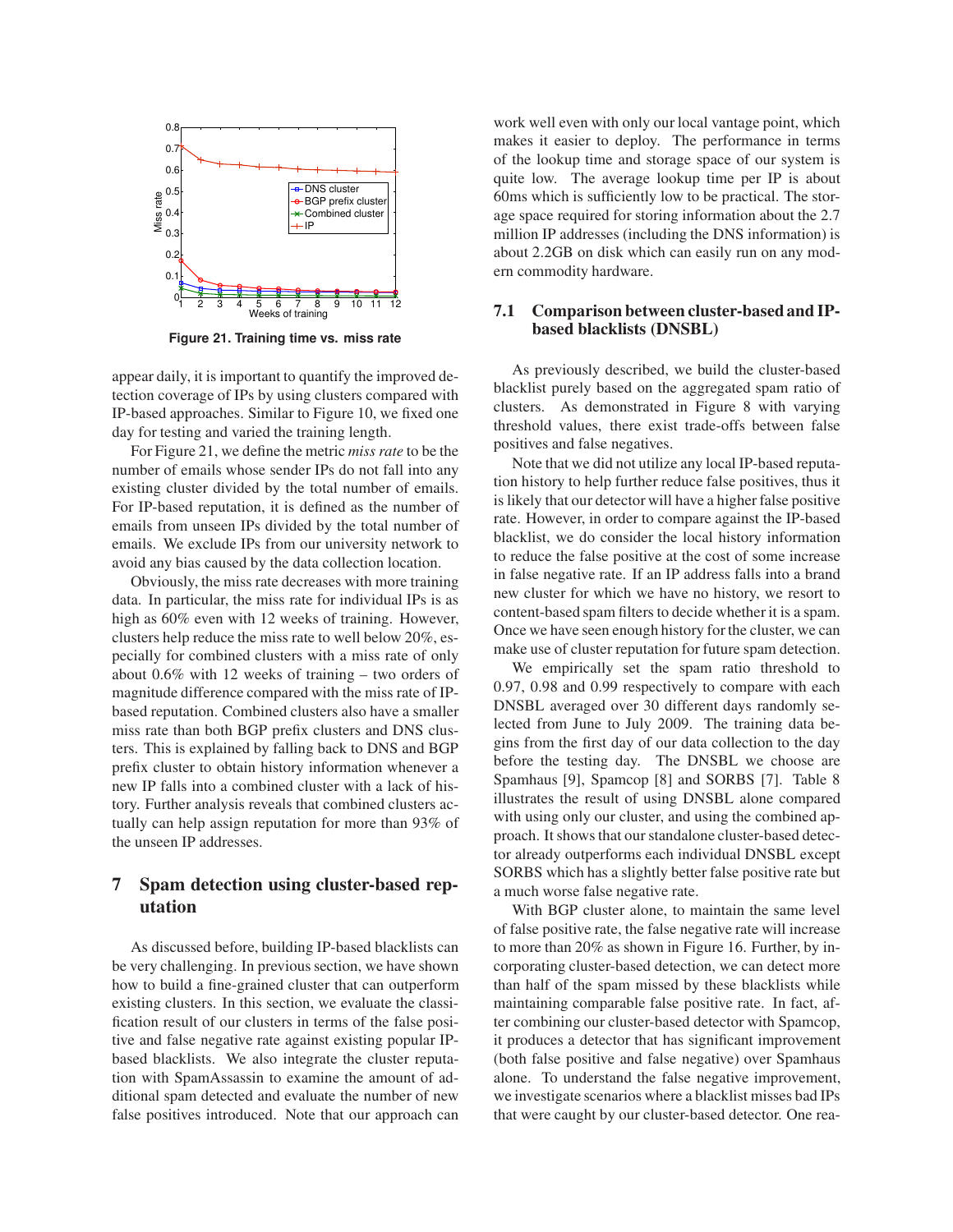Figure 21. Training time vs. miss rate

appear daily, it is important to quantify the improved detection coverage of IPs by using clusters compared with IP-based approaches. Similar to Figure 10, we fixed one day for testing and varied the training length.

For Figure 21, we define the metric *miss rate* to be the number of emails whose sender IPs do not fall into any existing cluster divided by the total number of emails. For IP-based reputation, it is defined as the number of emails from unseen IPs divided by the total number of emails. We exclude IPs from our university network to avoid any bias caused by the data collection location.

Obviously, the miss rate decreases with more training data. In particular, the miss rate for individual IPs is as high as 60% even with 12 weeks of training. However, clusters help reduce the miss rate to well below 20%, especially for combined clusters with a miss rate of only about 0.6% with 12 weeks of training – two orders of magnitude difference compared with the miss rate of IP-based reputation. Combined clusters also have a smaller miss rate than both BGP prefix clusters and DNS clusters. This is explained by falling back to DNS and BGP prefix cluster to obtain history information whenever a new IP falls into a combined cluster with a lack of history. Further analysis reveals that combined clusters actually can help assign reputation for more than 93% of the unseen IP addresses.

## 7 Spam detection using cluster-based reputation

As discussed before, building IP-based blacklists can be very challenging. In previous section, we have shown how to build a fine-grained cluster that can outperform existing clusters. In this section, we evaluate the classification result of our clusters in terms of the false positive and false negative rate against existing popular IP-based blacklists. We also integrate the cluster reputation with SpamAssassin to examine the amount of additional spam detected and evaluate the number of new false positives introduced. Note that our approach can work well even with only our local vantage point, which makes it easier to deploy. The performance in terms of the lookup time and storage space of our system is quite low. The average lookup time per IP is about 60ms which is sufficiently low to be practical. The storage space required for storing information about the 2.7 million IP addresses (including the DNS information) is about 2.2GB on disk which can easily run on any modern commodity hardware.

### 7.1 Comparison between cluster-based and IP-based blacklists (DNSBL)

As previously described, we build the cluster-based blacklist purely based on the aggregated spam ratio of clusters. As demonstrated in Figure 8 with varying threshold values, there exist trade-offs between false positives and false negatives.

Note that we did not utilize any local IP-based reputation history to help further reduce false positives, thus it is likely that our detector will have a higher false positive rate. However, in order to compare against the IP-based blacklist, we do consider the local history information to reduce the false positive at the cost of some increase in false negative rate. If an IP address falls into a brand new cluster for which we have no history, we resort to content-based spam filters to decide whether it is a spam. Once we have seen enough history for the cluster, we can make use of cluster reputation for future spam detection.

We empirically set the spam ratio threshold to 0.97, 0.98 and 0.99 respectively to compare with each DNSBL averaged over 30 different days randomly selected from June to July 2009. The training data begins from the first day of our data collection to the day before the testing day. The DNSBL we choose are Spamhaus [9], Spamcop [8] and SORBS [7]. Table 8 illustrates the result of using DNSBL alone compared with using only our cluster, and using the combined approach. It shows that our standalone cluster-based detector already outperforms each individual DNSBL except SORBS which has a slightly better false positive rate but a much worse false negative rate.

With BGP cluster alone, to maintain the same level of false positive rate, the false negative rate will increase to more than 20% as shown in Figure 16. Further, by incorporating cluster-based detection, we can detect more than half of the spam missed by these blacklists while maintaining comparable false positive rate. In fact, after combining our cluster-based detector with Spamcop, it produces a detector that has significant improvement (both false positive and false negative) over Spamhaus alone. To understand the false negative improvement, we investigate scenarios where a blacklist misses bad IPs that were caught by our cluster-based detector. One rea-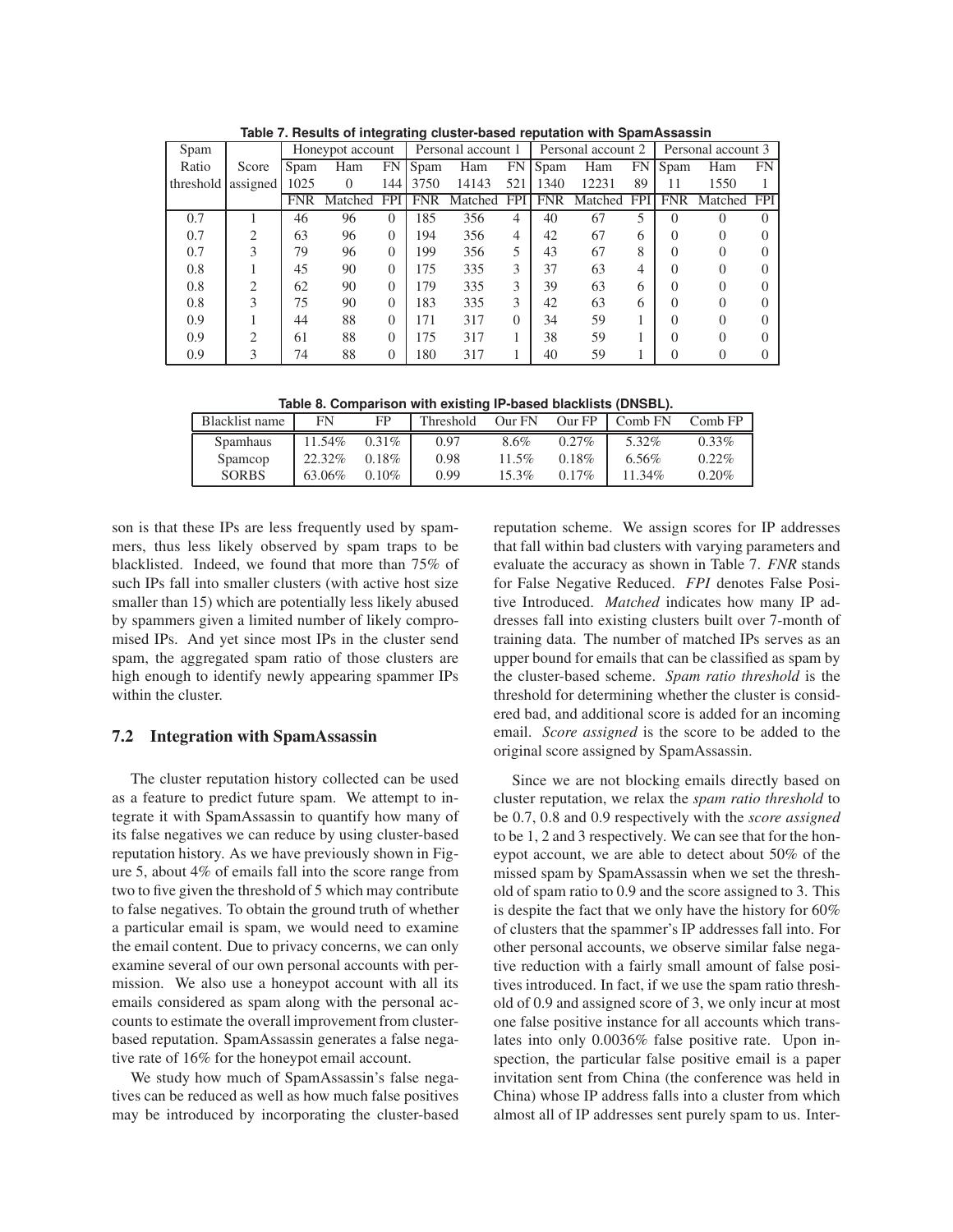**Table 7. Results of integrating cluster-based reputation with SpamAssassin**

| Spam Ratio threshold | Score assigned | Honeypot account | | | Personal account 1 | | | Personal account 2 | | | Personal account 3 | | |
|---|---|---|---|---|---|---|---|---|---|---|---|---|---|
| | | Spam 1025 | Ham 0 | FN 144 | Spam 3750 | Ham 14143 | FN 521 | Spam 1340 | Ham 12231 | FN 89 | Spam 11 | Ham 1550 | FN 1 |
| | | FNR | Matched | FPI | FNR | Matched | FPI | FNR | Matched | FPI | FNR | Matched | FPI |
| 0.7 | 1 | 46 | 96 | 0 | 185 | 356 | 4 | 40 | 67 | 5 | 0 | 0 | 0 |
| 0.7 | 2 | 63 | 96 | 0 | 194 | 356 | 4 | 42 | 67 | 6 | 0 | 0 | 0 |
| 0.7 | 3 | 79 | 96 | 0 | 199 | 356 | 5 | 43 | 67 | 8 | 0 | 0 | 0 |
| 0.8 | 1 | 45 | 90 | 0 | 175 | 335 | 3 | 37 | 63 | 4 | 0 | 0 | 0 |
| 0.8 | 2 | 62 | 90 | 0 | 179 | 335 | 3 | 39 | 63 | 6 | 0 | 0 | 0 |
| 0.8 | 3 | 75 | 90 | 0 | 183 | 335 | 3 | 42 | 63 | 6 | 0 | 0 | 0 |
| 0.9 | 1 | 44 | 88 | 0 | 171 | 317 | 0 | 34 | 59 | 1 | 0 | 0 | 0 |
| 0.9 | 2 | 61 | 88 | 0 | 175 | 317 | 1 | 38 | 59 | 1 | 0 | 0 | 0 |
| 0.9 | 3 | 74 | 88 | 0 | 180 | 317 | 1 | 40 | 59 | 1 | 0 | 0 | 0 |

**Table 8. Comparison with existing IP-based blacklists (DNSBL).**

| Blacklist name | FN | FP | Threshold | Our FN | Our FP | Comb FN | Comb FP |
|---|---|---|---|---|---|---|---|
| Spamhaus | 11.54% | 0.31% | 0.97 | 8.6% | 0.27% | 5.32% | 0.33% |
| Spamcop | 22.32% | 0.18% | 0.98 | 11.5% | 0.18% | 6.56% | 0.22% |
| SORBS | 63.06% | 0.10% | 0.99 | 15.3% | 0.17% | 11.34% | 0.20% |

son is that these IPs are less frequently used by spammers, thus less likely observed by spam traps to be blacklisted. Indeed, we found that more than 75% of such IPs fall into smaller clusters (with active host size smaller than 15) which are potentially less likely abused by spammers given a limited number of likely compromised IPs. And yet since most IPs in the cluster send spam, the aggregated spam ratio of those clusters are high enough to identify newly appearing spammer IPs within the cluster.

## 7.2 Integration with SpamAssassin

The cluster reputation history collected can be used as a feature to predict future spam. We attempt to integrate it with SpamAssassin to quantify how many of its false negatives we can reduce by using cluster-based reputation history. As we have previously shown in Figure 5, about 4% of emails fall into the score range from two to five given the threshold of 5 which may contribute to false negatives. To obtain the ground truth of whether a particular email is spam, we would need to examine the email content. Due to privacy concerns, we can only examine several of our own personal accounts with permission. We also use a honeypot account with all its emails considered as spam along with the personal accounts to estimate the overall improvement from cluster-based reputation. SpamAssassin generates a false negative rate of 16% for the honeypot email account.

We study how much of SpamAssassin's false negatives can be reduced as well as how much false positives may be introduced by incorporating the cluster-based reputation scheme. We assign scores for IP addresses that fall within bad clusters with varying parameters and evaluate the accuracy as shown in Table 7. *FNR* stands for False Negative Reduced. *FPI* denotes False Positive Introduced. *Matched* indicates how many IP addresses fall into existing clusters built over 7-month of training data. The number of matched IPs serves as an upper bound for emails that can be classified as spam by the cluster-based scheme. *Spam ratio threshold* is the threshold for determining whether the cluster is considered bad, and additional score is added for an incoming email. *Score assigned* is the score to be added to the original score assigned by SpamAssassin.

Since we are not blocking emails directly based on cluster reputation, we relax the *spam ratio threshold* to be 0.7, 0.8 and 0.9 respectively with the *score assigned* to be 1, 2 and 3 respectively. We can see that for the honeypot account, we are able to detect about 50% of the missed spam by SpamAssassin when we set the threshold of spam ratio to 0.9 and the score assigned to 3. This is despite the fact that we only have the history for 60% of clusters that the spammer's IP addresses fall into. For other personal accounts, we observe similar false negative reduction with a fairly small amount of false positives introduced. In fact, if we use the spam ratio threshold of 0.9 and assigned score of 3, we only incur at most one false positive instance for all accounts which translates into only 0.0036% false positive rate. Upon inspection, the particular false positive email is a paper invitation sent from China (the conference was held in China) whose IP address falls into a cluster from which almost all of IP addresses sent purely spam to us. Inter-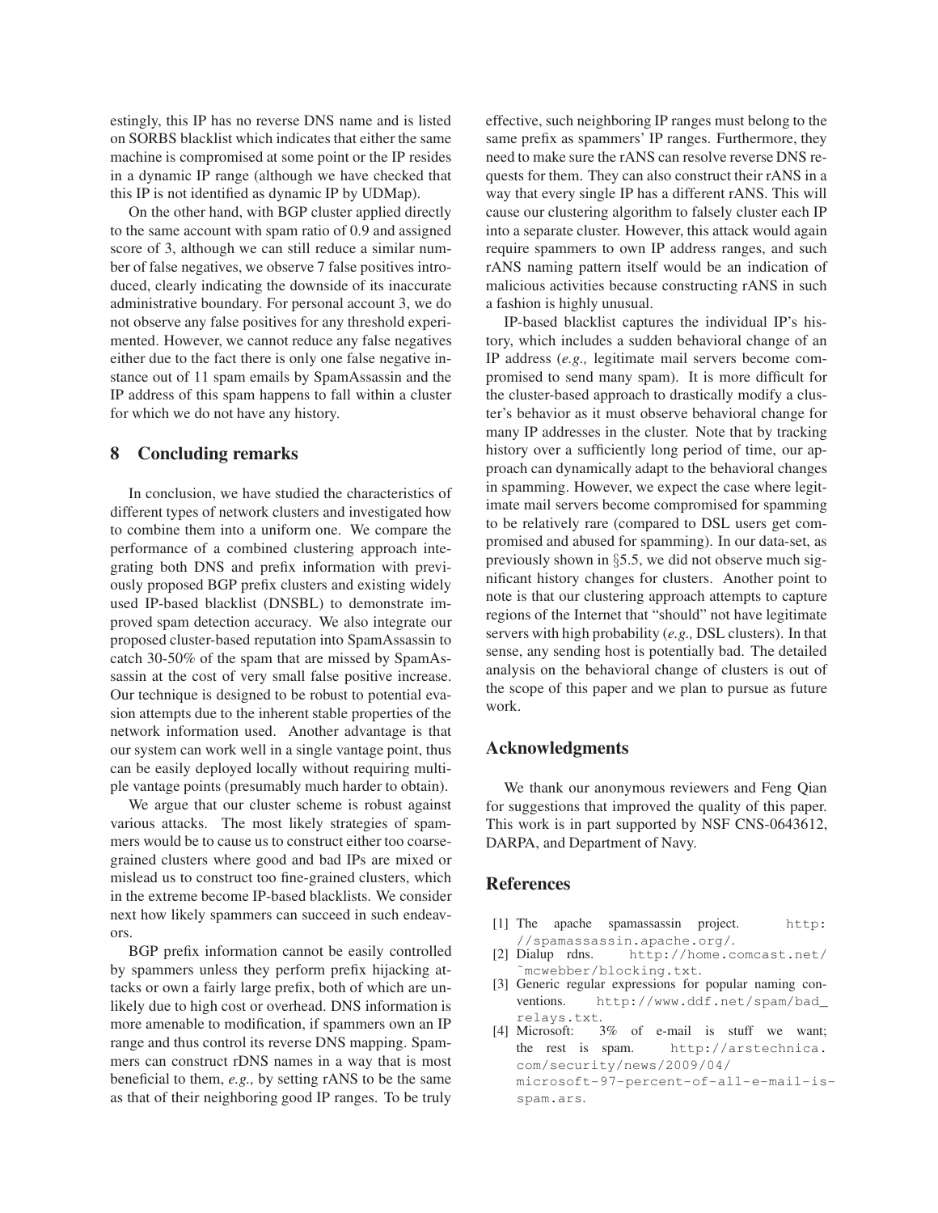estingly, this IP has no reverse DNS name and is listed on SORBS blacklist which indicates that either the same machine is compromised at some point or the IP resides in a dynamic IP range (although we have checked that this IP is not identified as dynamic IP by UDMap).

On the other hand, with BGP cluster applied directly to the same account with spam ratio of 0.9 and assigned score of 3, although we can still reduce a similar number of false negatives, we observe 7 false positives introduced, clearly indicating the downside of its inaccurate administrative boundary. For personal account 3, we do not observe any false positives for any threshold experimented. However, we cannot reduce any false negatives either due to the fact there is only one false negative instance out of 11 spam emails by SpamAssassin and the IP address of this spam happens to fall within a cluster for which we do not have any history.

## 8 Concluding remarks

In conclusion, we have studied the characteristics of different types of network clusters and investigated how to combine them into a uniform one. We compare the performance of a combined clustering approach integrating both DNS and prefix information with previously proposed BGP prefix clusters and existing widely used IP-based blacklist (DNSBL) to demonstrate improved spam detection accuracy. We also integrate our proposed cluster-based reputation into SpamAssassin to catch 30-50% of the spam that are missed by SpamAssassin at the cost of very small false positive increase. Our technique is designed to be robust to potential evasion attempts due to the inherent stable properties of the network information used. Another advantage is that our system can work well in a single vantage point, thus can be easily deployed locally without requiring multiple vantage points (presumably much harder to obtain).

We argue that our cluster scheme is robust against various attacks. The most likely strategies of spammers would be to cause us to construct either too coarse-grained clusters where good and bad IPs are mixed or mislead us to construct too fine-grained clusters, which in the extreme become IP-based blacklists. We consider next how likely spammers can succeed in such endeavors.

BGP prefix information cannot be easily controlled by spammers unless they perform prefix hijacking attacks or own a fairly large prefix, both of which are unlikely due to high cost or overhead. DNS information is more amenable to modification, if spammers own an IP range and thus control its reverse DNS mapping. Spammers can construct rDNS names in a way that is most beneficial to them, *e.g.,* by setting rANS to be the same as that of their neighboring good IP ranges. To be truly effective, such neighboring IP ranges must belong to the same prefix as spammers' IP ranges. Furthermore, they need to make sure the rANS can resolve reverse DNS requests for them. They can also construct their rANS in a way that every single IP has a different rANS. This will cause our clustering algorithm to falsely cluster each IP into a separate cluster. However, this attack would again require spammers to own IP address ranges, and such rANS naming pattern itself would be an indication of malicious activities because constructing rANS in such a fashion is highly unusual.

IP-based blacklist captures the individual IP's history, which includes a sudden behavioral change of an IP address (*e.g.,* legitimate mail servers become compromised to send many spam). It is more difficult for the cluster-based approach to drastically modify a cluster's behavior as it must observe behavioral change for many IP addresses in the cluster. Note that by tracking history over a sufficiently long period of time, our approach can dynamically adapt to the behavioral changes in spamming. However, we expect the case where legitimate mail servers become compromised for spamming to be relatively rare (compared to DSL users get compromised and abused for spamming). In our data-set, as previously shown in §5.5, we did not observe much significant history changes for clusters. Another point to note is that our clustering approach attempts to capture regions of the Internet that "should" not have legitimate servers with high probability (*e.g.,* DSL clusters). In that sense, any sending host is potentially bad. The detailed analysis on the behavioral change of clusters is out of the scope of this paper and we plan to pursue as future work.

## Acknowledgments

We thank our anonymous reviewers and Feng Qian for suggestions that improved the quality of this paper. This work is in part supported by NSF CNS-0643612, DARPA, and Department of Navy.

## References

[1] The apache spamassassin project. http://spamassassin.apache.org/.

[2] Dialup rdns. http://home.comcast.net/~mcwebber/blocking.txt.

[3] Generic regular expressions for popular naming conventions. http://www.ddf.net/spam/bad_relays.txt.

[4] Microsoft: 3% of e-mail is stuff we want; the rest is spam. http://arstechnica.com/security/news/2009/04/microsoft-97-percent-of-all-e-mail-is-spam.ars.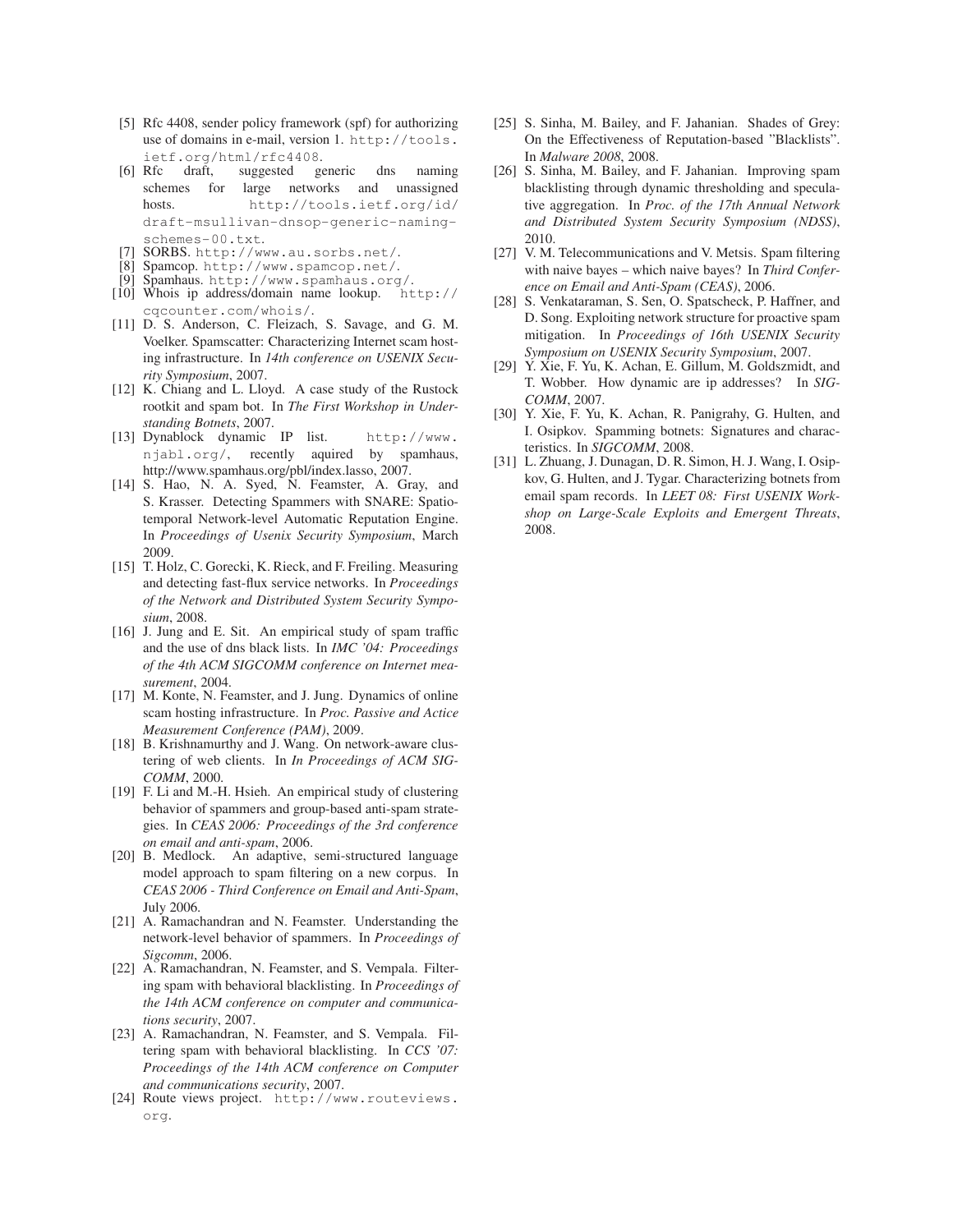[5] Rfc 4408, sender policy framework (spf) for authorizing use of domains in e-mail, version 1. http://tools.ietf.org/html/rfc4408.

[6] Rfc draft, suggested generic dns naming schemes for large networks and unassigned hosts. http://tools.ietf.org/id/draft-msullivan-dnsop-generic-naming-schemes-00.txt.

[7] SORBS. http://www.au.sorbs.net/.

[8] Spamcop. http://www.spamcop.net/.

[9] Spamhaus. http://www.spamhaus.org/.

[10] Whois ip address/domain name lookup. http://cqcounter.com/whois/.

[11] D. S. Anderson, C. Fleizach, S. Savage, and G. M. Voelker. Spamscatter: Characterizing Internet scam hosting infrastructure. In *14th conference on USENIX Security Symposium*, 2007.

[12] K. Chiang and L. Lloyd. A case study of the Rustock rootkit and spam bot. In *The First Workshop in Understanding Botnets*, 2007.

[13] Dynablock dynamic IP list. http://www.njabl.org/, recently aquired by spamhaus, http://www.spamhaus.org/pbl/index.lasso, 2007.

[14] S. Hao, N. A. Syed, N. Feamster, A. Gray, and S. Krasser. Detecting Spammers with SNARE: Spatio-temporal Network-level Automatic Reputation Engine. In *Proceedings of Usenix Security Symposium*, March 2009.

[15] T. Holz, C. Gorecki, K. Rieck, and F. Freiling. Measuring and detecting fast-flux service networks. In *Proceedings of the Network and Distributed System Security Symposium*, 2008.

[16] J. Jung and E. Sit. An empirical study of spam traffic and the use of dns black lists. In *IMC '04: Proceedings of the 4th ACM SIGCOMM conference on Internet measurement*, 2004.

[17] M. Konte, N. Feamster, and J. Jung. Dynamics of online scam hosting infrastructure. In *Proc. Passive and Actice Measurement Conference (PAM)*, 2009.

[18] B. Krishnamurthy and J. Wang. On network-aware clustering of web clients. In *In Proceedings of ACM SIGCOMM*, 2000.

[19] F. Li and M.-H. Hsieh. An empirical study of clustering behavior of spammers and group-based anti-spam strategies. In *CEAS 2006: Proceedings of the 3rd conference on email and anti-spam*, 2006.

[20] B. Medlock. An adaptive, semi-structured language model approach to spam filtering on a new corpus. In *CEAS 2006 - Third Conference on Email and Anti-Spam*, July 2006.

[21] A. Ramachandran and N. Feamster. Understanding the network-level behavior of spammers. In *Proceedings of Sigcomm*, 2006.

[22] A. Ramachandran, N. Feamster, and S. Vempala. Filtering spam with behavioral blacklisting. In *Proceedings of the 14th ACM conference on computer and communications security*, 2007.

[23] A. Ramachandran, N. Feamster, and S. Vempala. Filtering spam with behavioral blacklisting. In *CCS '07: Proceedings of the 14th ACM conference on Computer and communications security*, 2007.

[24] Route views project. http://www.routeviews.org.

[25] S. Sinha, M. Bailey, and F. Jahanian. Shades of Grey: On the Effectiveness of Reputation-based "Blacklists". In *Malware 2008*, 2008.

[26] S. Sinha, M. Bailey, and F. Jahanian. Improving spam blacklisting through dynamic thresholding and speculative aggregation. In *Proc. of the 17th Annual Network and Distributed System Security Symposium (NDSS)*, 2010.

[27] V. M. Telecommunications and V. Metsis. Spam filtering with naive bayes – which naive bayes? In *Third Conference on Email and Anti-Spam (CEAS)*, 2006.

[28] S. Venkataraman, S. Sen, O. Spatscheck, P. Haffner, and D. Song. Exploiting network structure for proactive spam mitigation. In *Proceedings of 16th USENIX Security Symposium on USENIX Security Symposium*, 2007.

[29] Y. Xie, F. Yu, K. Achan, E. Gillum, M. Goldszmidt, and T. Wobber. How dynamic are ip addresses? In *SIGCOMM*, 2007.

[30] Y. Xie, F. Yu, K. Achan, R. Panigrahy, G. Hulten, and I. Osipkov. Spamming botnets: Signatures and characteristics. In *SIGCOMM*, 2008.

[31] L. Zhuang, J. Dunagan, D. R. Simon, H. J. Wang, I. Osipkov, G. Hulten, and J. Tygar. Characterizing botnets from email spam records. In *LEET 08: First USENIX Workshop on Large-Scale Exploits and Emergent Threats*, 2008.